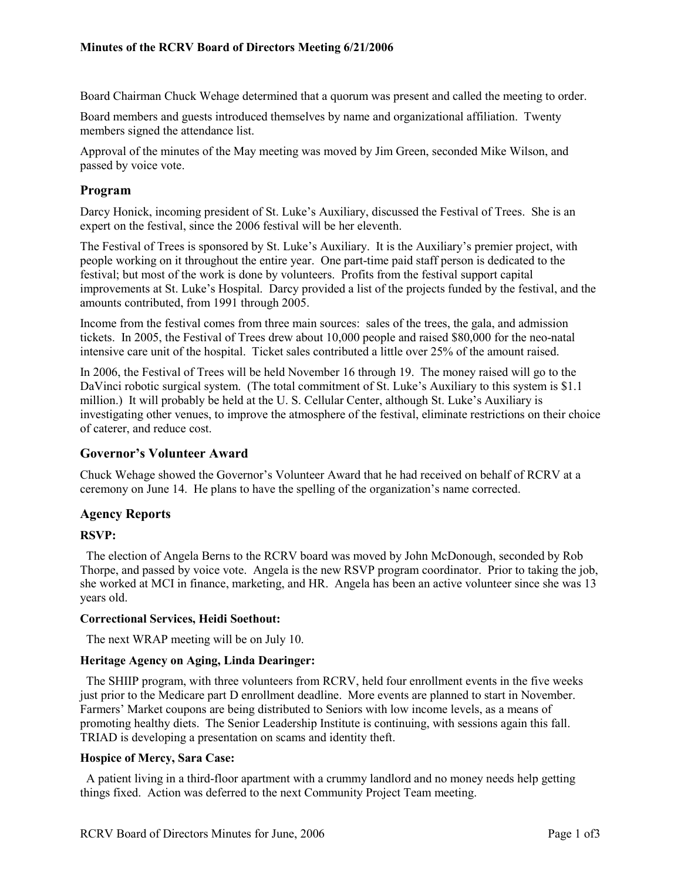# Minutes of the RCRV Board of Directors Meeting 6/21/2006

Board Chairman Chuck Wehage determined that a quorum was present and called the meeting to order.

Board members and guests introduced themselves by name and organizational affiliation. Twenty members signed the attendance list.

Approval of the minutes of the May meeting was moved by Jim Green, seconded Mike Wilson, and passed by voice vote.

## Program

Darcy Honick, incoming president of St. Luke's Auxiliary, discussed the Festival of Trees. She is an expert on the festival, since the 2006 festival will be her eleventh.

The Festival of Trees is sponsored by St. Luke's Auxiliary. It is the Auxiliary's premier project, with people working on it throughout the entire year. One part-time paid staff person is dedicated to the festival; but most of the work is done by volunteers. Profits from the festival support capital improvements at St. Luke's Hospital. Darcy provided a list of the projects funded by the festival, and the amounts contributed, from 1991 through 2005.

Income from the festival comes from three main sources: sales of the trees, the gala, and admission tickets. In 2005, the Festival of Trees drew about 10,000 people and raised $80,000 for the neo-natal intensive care unit of the hospital. Ticket sales contributed a little over 25% of the amount raised.

In 2006, the Festival of Trees will be held November 16 through 19. The money raised will go to the DaVinci robotic surgical system. (The total commitment of St. Luke's Auxiliary to this system is $1.1 million.) It will probably be held at the U. S. Cellular Center, although St. Luke's Auxiliary is investigating other venues, to improve the atmosphere of the festival, eliminate restrictions on their choice of caterer, and reduce cost.

## Governor's Volunteer Award

Chuck Wehage showed the Governor's Volunteer Award that he had received on behalf of RCRV at a ceremony on June 14. He plans to have the spelling of the organization's name corrected.

## Agency Reports

### RSVP:

The election of Angela Berns to the RCRV board was moved by John McDonough, seconded by Rob Thorpe, and passed by voice vote. Angela is the new RSVP program coordinator. Prior to taking the job, she worked at MCI in finance, marketing, and HR. Angela has been an active volunteer since she was 13 years old.

### Correctional Services, Heidi Soethout:

The next WRAP meeting will be on July 10.

### Heritage Agency on Aging, Linda Dearinger:

The SHIIP program, with three volunteers from RCRV, held four enrollment events in the five weeks just prior to the Medicare part D enrollment deadline. More events are planned to start in November. Farmers' Market coupons are being distributed to Seniors with low income levels, as a means of promoting healthy diets. The Senior Leadership Institute is continuing, with sessions again this fall. TRIAD is developing a presentation on scams and identity theft.

### Hospice of Mercy, Sara Case:

A patient living in a third-floor apartment with a crummy landlord and no money needs help getting things fixed. Action was deferred to the next Community Project Team meeting.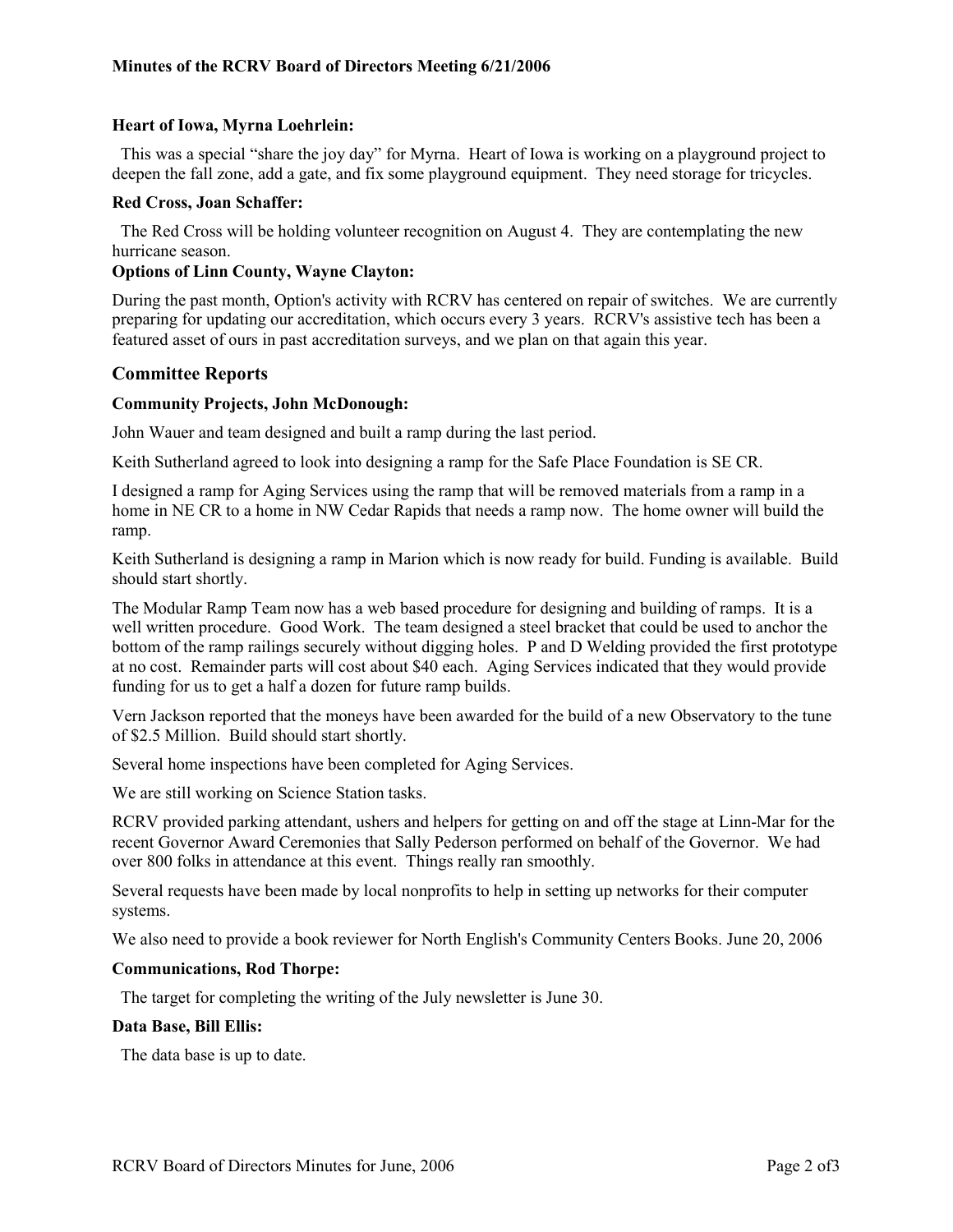#### Heart of Iowa, Myrna Loehrlein:

This was a special "share the joy day" for Myrna. Heart of Iowa is working on a playground project to deepen the fall zone, add a gate, and fix some playground equipment. They need storage for tricycles.

#### Red Cross, Joan Schaffer:

The Red Cross will be holding volunteer recognition on August 4. They are contemplating the new hurricane season.

#### Options of Linn County, Wayne Clayton:

During the past month, Option's activity with RCRV has centered on repair of switches. We are currently preparing for updating our accreditation, which occurs every 3 years. RCRV's assistive tech has been a featured asset of ours in past accreditation surveys, and we plan on that again this year.

## Committee Reports

#### Community Projects, John McDonough:

John Wauer and team designed and built a ramp during the last period.

Keith Sutherland agreed to look into designing a ramp for the Safe Place Foundation is SE CR.

I designed a ramp for Aging Services using the ramp that will be removed materials from a ramp in a home in NE CR to a home in NW Cedar Rapids that needs a ramp now. The home owner will build the ramp.

Keith Sutherland is designing a ramp in Marion which is now ready for build. Funding is available. Build should start shortly.

The Modular Ramp Team now has a web based procedure for designing and building of ramps. It is a well written procedure. Good Work. The team designed a steel bracket that could be used to anchor the bottom of the ramp railings securely without digging holes. P and D Welding provided the first prototype at no cost. Remainder parts will cost about $40 each. Aging Services indicated that they would provide funding for us to get a half a dozen for future ramp builds.

Vern Jackson reported that the moneys have been awarded for the build of a new Observatory to the tune of $2.5 Million. Build should start shortly.

Several home inspections have been completed for Aging Services.

We are still working on Science Station tasks.

RCRV provided parking attendant, ushers and helpers for getting on and off the stage at Linn-Mar for the recent Governor Award Ceremonies that Sally Pederson performed on behalf of the Governor. We had over 800 folks in attendance at this event. Things really ran smoothly.

Several requests have been made by local nonprofits to help in setting up networks for their computer systems.

We also need to provide a book reviewer for North English's Community Centers Books. June 20, 2006

#### Communications, Rod Thorpe:

The target for completing the writing of the July newsletter is June 30.

#### Data Base, Bill Ellis:

The data base is up to date.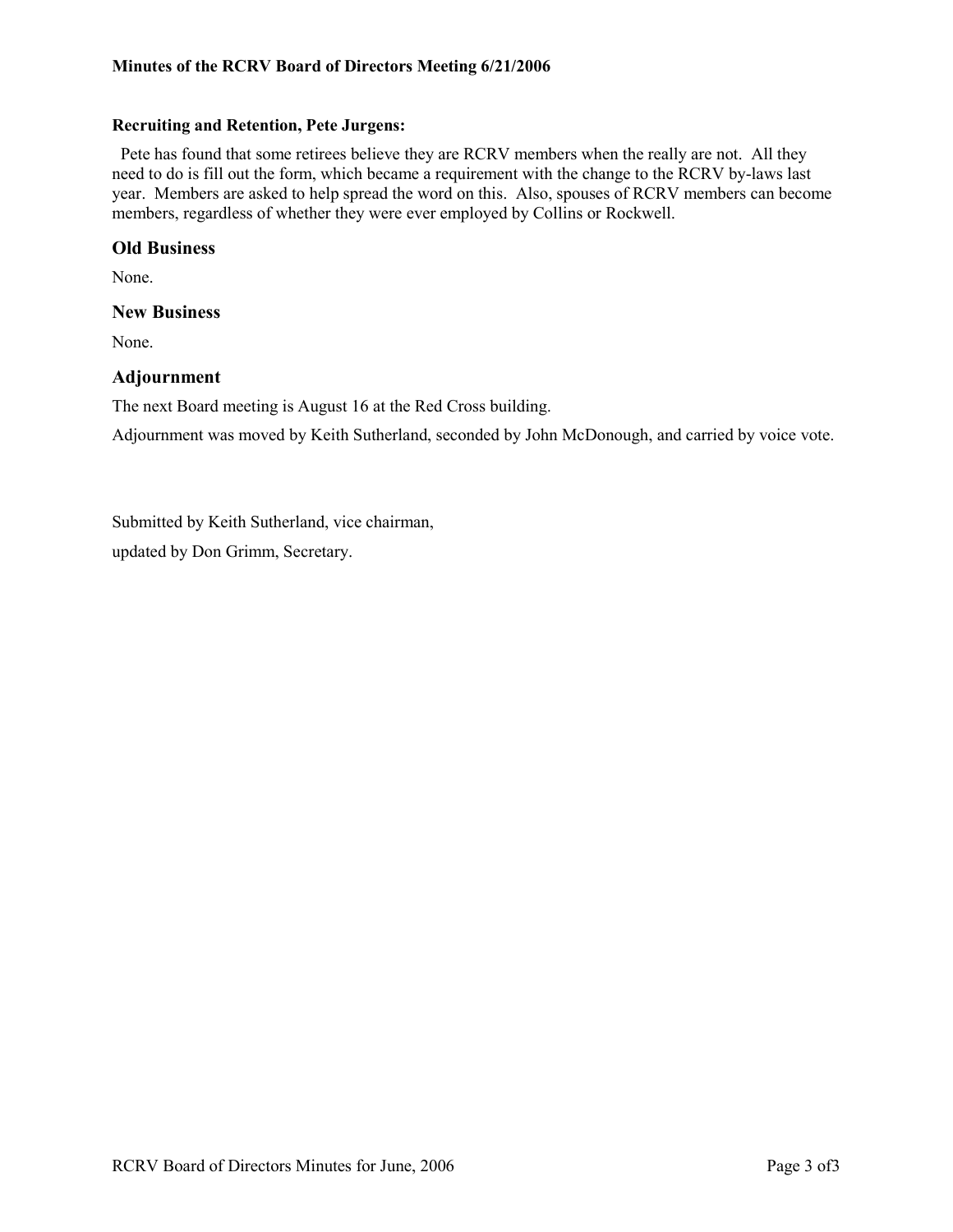**Recruiting and Retention, Pete Jurgens:**

Pete has found that some retirees believe they are RCRV members when the really are not. All they need to do is fill out the form, which became a requirement with the change to the RCRV by-laws last year. Members are asked to help spread the word on this. Also, spouses of RCRV members can become members, regardless of whether they were ever employed by Collins or Rockwell.

## Old Business

None.

## New Business

None.

## Adjournment

The next Board meeting is August 16 at the Red Cross building.

Adjournment was moved by Keith Sutherland, seconded by John McDonough, and carried by voice vote.

Submitted by Keith Sutherland, vice chairman,

updated by Don Grimm, Secretary.